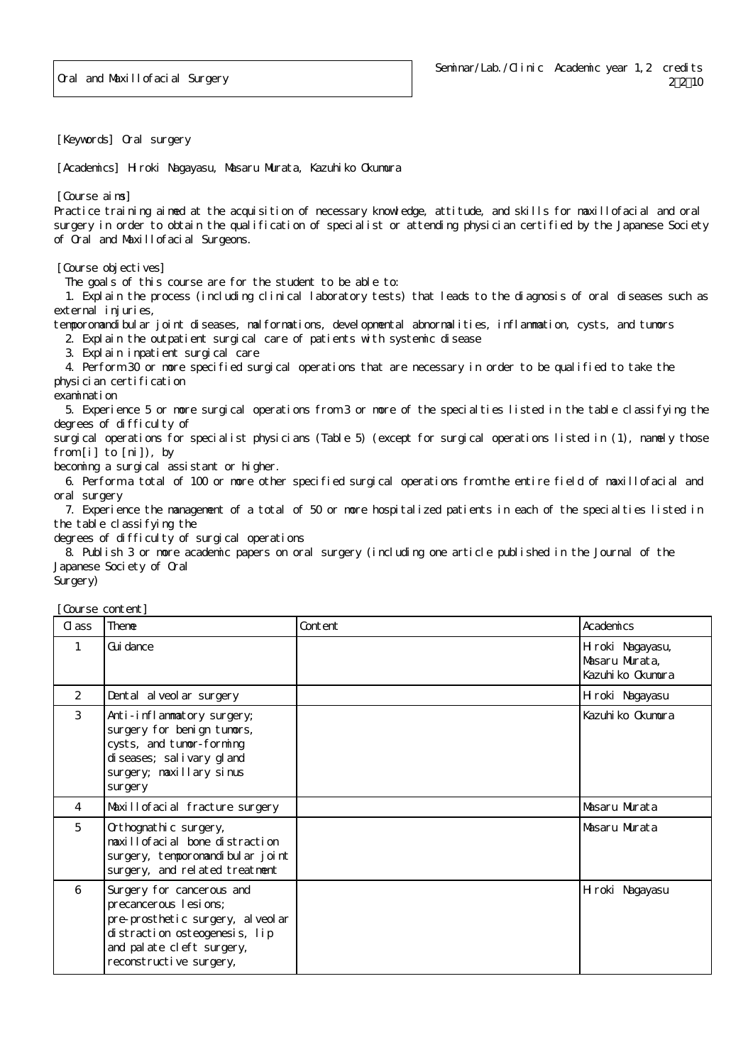| Oral and Maxillofacial Surgery |
|---|

Seminar/Lab./Clinic Academic year 1,2 credits 2・2・10

[Keywords] Oral surgery

[Academics] Hiroki Nagayasu, Masaru Murata, Kazuhiko Okumura

[Course aims]
Practice training aimed at the acquisition of necessary knowledge, attitude, and skills for maxillofacial and oral surgery in order to obtain the qualification of specialist or attending physician certified by the Japanese Society of Oral and Maxillofacial Surgeons.

[Course objectives]
The goals of this course are for the student to be able to:
1. Explain the process (including clinical laboratory tests) that leads to the diagnosis of oral diseases such as external injuries, temporomandibular joint diseases, malformations, developmental abnormalities, inflammation, cysts, and tumors
2. Explain the outpatient surgical care of patients with systemic disease
3. Explain inpatient surgical care
4. Perform 30 or more specified surgical operations that are necessary in order to be qualified to take the physician certification examination
5. Experience 5 or more surgical operations from 3 or more of the specialties listed in the table classifying the degrees of difficulty of surgical operations for specialist physicians (Table 5) (except for surgical operations listed in (1), namely those from [i] to [ni]), by becoming a surgical assistant or higher.
6. Perform a total of 100 or more other specified surgical operations from the entire field of maxillofacial and oral surgery
7. Experience the management of a total of 50 or more hospitalized patients in each of the specialties listed in the table classifying the degrees of difficulty of surgical operations
8. Publish 3 or more academic papers on oral surgery (including one article published in the Journal of the Japanese Society of Oral Surgery)

[Course content]

| Class | Theme | Content | Academics |
|---|---|---|---|
| 1 | Guidance | | Hiroki Nagayasu, Masaru Murata, Kazuhiko Okumura |
| 2 | Dental alveolar surgery | | Hiroki Nagayasu |
| 3 | Anti-inflammatory surgery; surgery for benign tumors, cysts, and tumor-forming diseases; salivary gland surgery; maxillary sinus surgery | | Kazuhiko Okumura |
| 4 | Maxillofacial fracture surgery | | Masaru Murata |
| 5 | Orthognathic surgery, maxillofacial bone distraction surgery, temporomandibular joint surgery, and related treatment | | Masaru Murata |
| 6 | Surgery for cancerous and precancerous lesions; pre-prosthetic surgery, alveolar distraction osteogenesis, lip and palate cleft surgery, reconstructive surgery, | | Hiroki Nagayasu |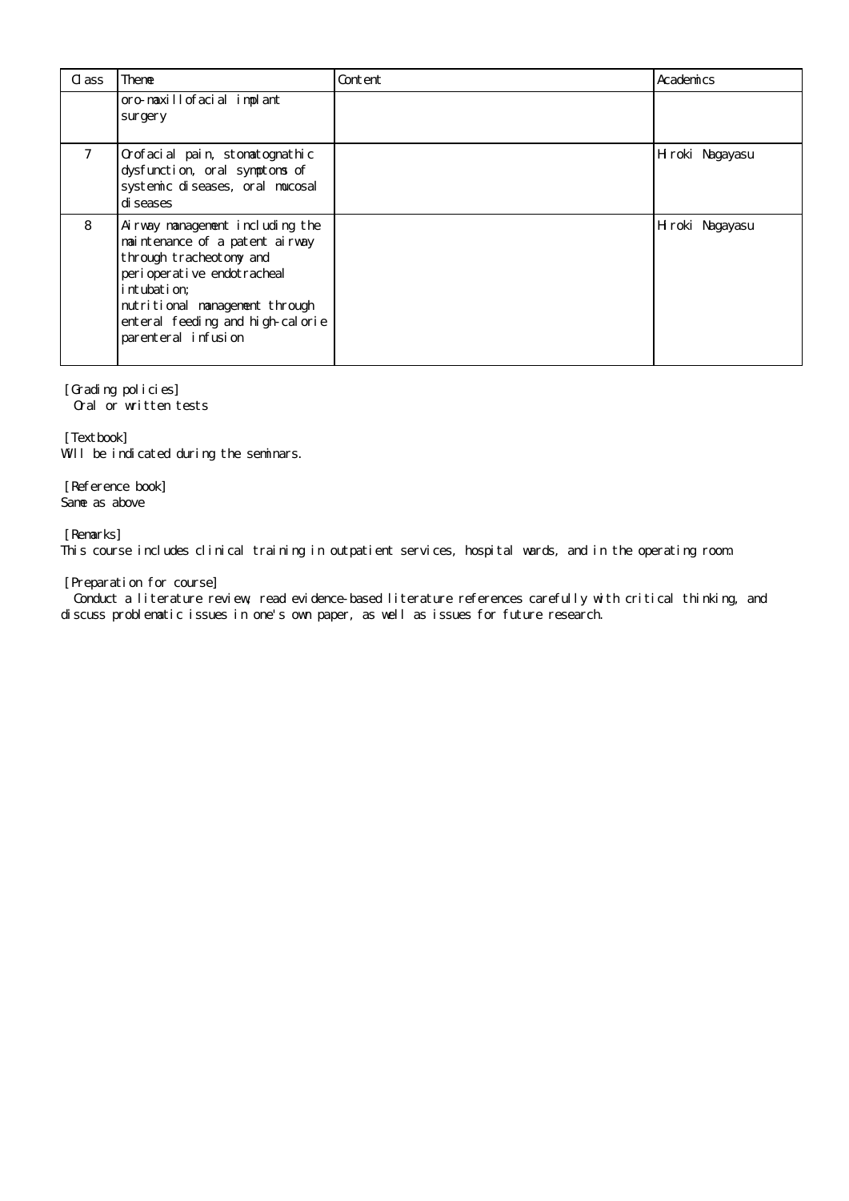| Class | Theme | Content | Academics |
| --- | --- | --- | --- |
| | oro-maxillofacial implant surgery | | |
| 7 | Orofacial pain, stomatognathic dysfunction, oral symptoms of systemic diseases, oral mucosal diseases | | Hiroki Nagayasu |
| 8 | Airway management including the maintenance of a patent airway through tracheotomy and perioperative endotracheal intubation;<br>nutritional management through enteral feeding and high-calorie parenteral infusion | | Hiroki Nagayasu |

[Grading policies]
Oral or written tests

[Textbook]
Will be indicated during the seminars.

[Reference book]
Same as above

[Remarks]
This course includes clinical training in outpatient services, hospital wards, and in the operating room.

[Preparation for course]
Conduct a literature review, read evidence-based literature references carefully with critical thinking, and discuss problematic issues in one's own paper, as well as issues for future research.